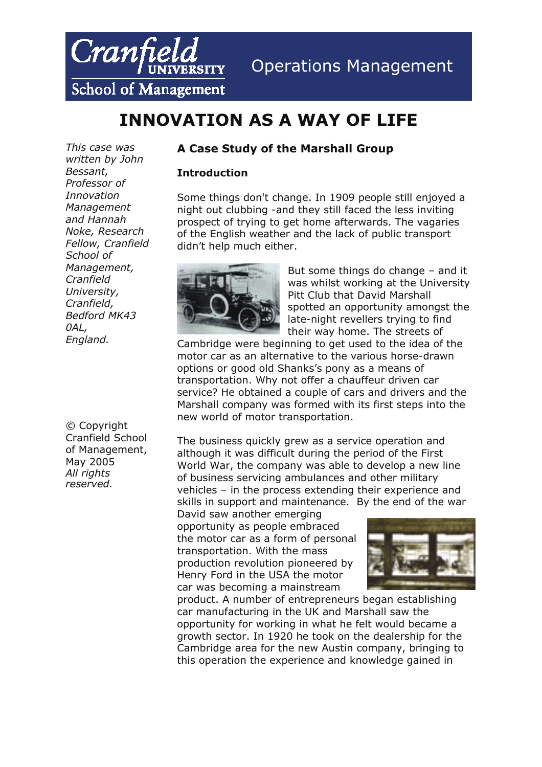# INNOVATION AS A WAY OF LIFE

*This case was written by John Bessant, Professor of Innovation Management and Hannah Noke, Research Fellow, Cranfield School of Management, Cranfield University, Cranfield, Bedford MK43 0AL, England.*

© Copyright Cranfield School of Management, May 2005
*All rights reserved.*

## A Case Study of the Marshall Group

### Introduction

Some things don't change. In 1909 people still enjoyed a night out clubbing -and they still faced the less inviting prospect of trying to get home afterwards. The vagaries of the English weather and the lack of public transport didn't help much either.

But some things do change – and it was whilst working at the University Pitt Club that David Marshall spotted an opportunity amongst the late-night revellers trying to find their way home. The streets of Cambridge were beginning to get used to the idea of the motor car as an alternative to the various horse-drawn options or good old Shanks's pony as a means of transportation. Why not offer a chauffeur driven car service? He obtained a couple of cars and drivers and the Marshall company was formed with its first steps into the new world of motor transportation.

The business quickly grew as a service operation and although it was difficult during the period of the First World War, the company was able to develop a new line of business servicing ambulances and other military vehicles – in the process extending their experience and skills in support and maintenance. By the end of the war David saw another emerging opportunity as people embraced the motor car as a form of personal transportation. With the mass production revolution pioneered by Henry Ford in the USA the motor car was becoming a mainstream product. A number of entrepreneurs began establishing car manufacturing in the UK and Marshall saw the opportunity for working in what he felt would became a growth sector. In 1920 he took on the dealership for the Cambridge area for the new Austin company, bringing to this operation the experience and knowledge gained in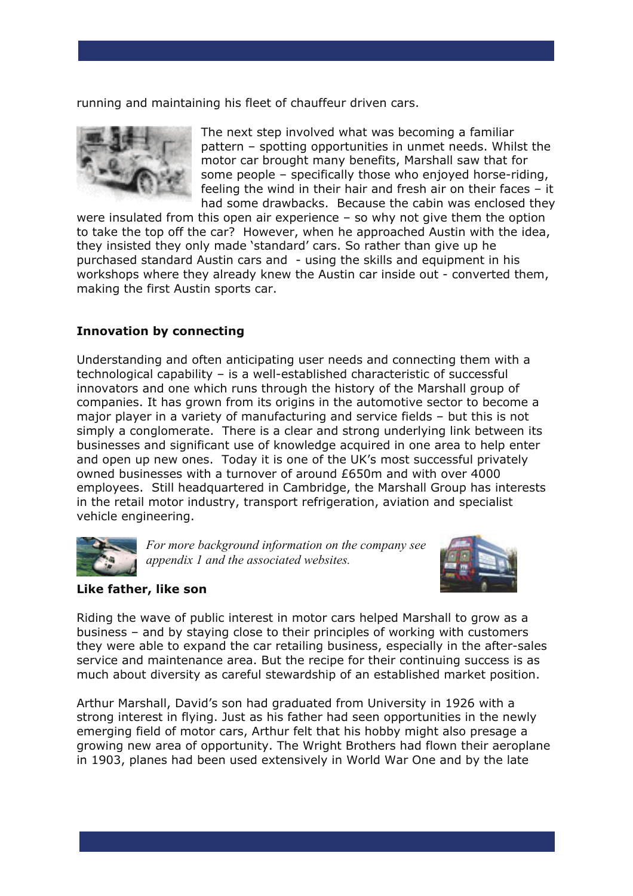running and maintaining his fleet of chauffeur driven cars.

The next step involved what was becoming a familiar pattern – spotting opportunities in unmet needs. Whilst the motor car brought many benefits, Marshall saw that for some people – specifically those who enjoyed horse-riding, feeling the wind in their hair and fresh air on their faces – it had some drawbacks. Because the cabin was enclosed they were insulated from this open air experience – so why not give them the option to take the top off the car? However, when he approached Austin with the idea, they insisted they only made 'standard' cars. So rather than give up he purchased standard Austin cars and - using the skills and equipment in his workshops where they already knew the Austin car inside out - converted them, making the first Austin sports car.

**Innovation by connecting**

Understanding and often anticipating user needs and connecting them with a technological capability – is a well-established characteristic of successful innovators and one which runs through the history of the Marshall group of companies. It has grown from its origins in the automotive sector to become a major player in a variety of manufacturing and service fields – but this is not simply a conglomerate. There is a clear and strong underlying link between its businesses and significant use of knowledge acquired in one area to help enter and open up new ones. Today it is one of the UK's most successful privately owned businesses with a turnover of around £650m and with over 4000 employees. Still headquartered in Cambridge, the Marshall Group has interests in the retail motor industry, transport refrigeration, aviation and specialist vehicle engineering.

*For more background information on the company see appendix 1 and the associated websites.*

**Like father, like son**

Riding the wave of public interest in motor cars helped Marshall to grow as a business – and by staying close to their principles of working with customers they were able to expand the car retailing business, especially in the after-sales service and maintenance area. But the recipe for their continuing success is as much about diversity as careful stewardship of an established market position.

Arthur Marshall, David's son had graduated from University in 1926 with a strong interest in flying. Just as his father had seen opportunities in the newly emerging field of motor cars, Arthur felt that his hobby might also presage a growing new area of opportunity. The Wright Brothers had flown their aeroplane in 1903, planes had been used extensively in World War One and by the late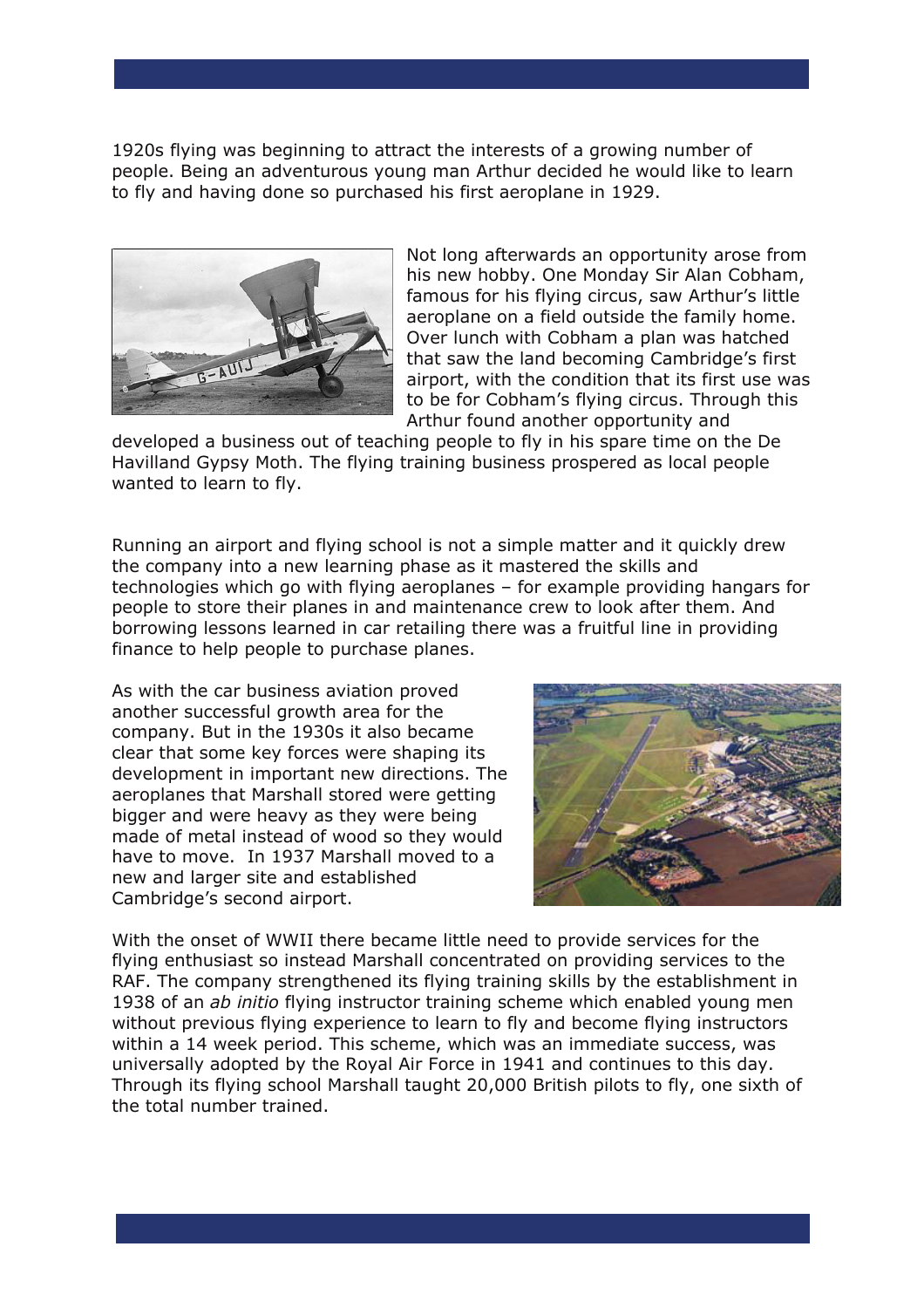1920s flying was beginning to attract the interests of a growing number of people. Being an adventurous young man Arthur decided he would like to learn to fly and having done so purchased his first aeroplane in 1929.

Not long afterwards an opportunity arose from his new hobby. One Monday Sir Alan Cobham, famous for his flying circus, saw Arthur's little aeroplane on a field outside the family home. Over lunch with Cobham a plan was hatched that saw the land becoming Cambridge's first airport, with the condition that its first use was to be for Cobham's flying circus. Through this Arthur found another opportunity and developed a business out of teaching people to fly in his spare time on the De Havilland Gypsy Moth. The flying training business prospered as local people wanted to learn to fly.

Running an airport and flying school is not a simple matter and it quickly drew the company into a new learning phase as it mastered the skills and technologies which go with flying aeroplanes – for example providing hangars for people to store their planes in and maintenance crew to look after them. And borrowing lessons learned in car retailing there was a fruitful line in providing finance to help people to purchase planes.

As with the car business aviation proved another successful growth area for the company. But in the 1930s it also became clear that some key forces were shaping its development in important new directions. The aeroplanes that Marshall stored were getting bigger and were heavy as they were being made of metal instead of wood so they would have to move. In 1937 Marshall moved to a new and larger site and established Cambridge's second airport.

With the onset of WWII there became little need to provide services for the flying enthusiast so instead Marshall concentrated on providing services to the RAF. The company strengthened its flying training skills by the establishment in 1938 of an *ab initio* flying instructor training scheme which enabled young men without previous flying experience to learn to fly and become flying instructors within a 14 week period. This scheme, which was an immediate success, was universally adopted by the Royal Air Force in 1941 and continues to this day. Through its flying school Marshall taught 20,000 British pilots to fly, one sixth of the total number trained.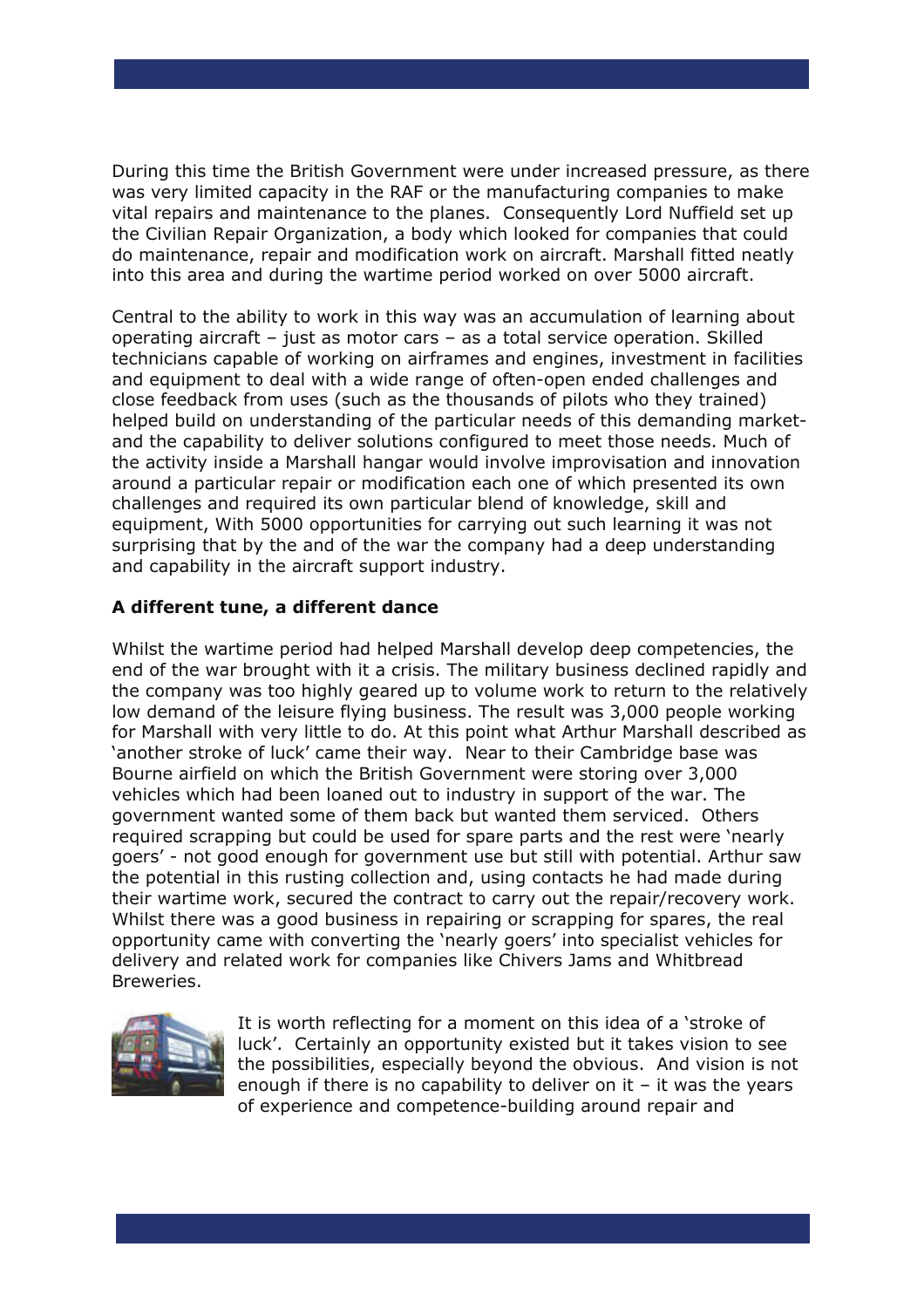During this time the British Government were under increased pressure, as there was very limited capacity in the RAF or the manufacturing companies to make vital repairs and maintenance to the planes. Consequently Lord Nuffield set up the Civilian Repair Organization, a body which looked for companies that could do maintenance, repair and modification work on aircraft. Marshall fitted neatly into this area and during the wartime period worked on over 5000 aircraft.

Central to the ability to work in this way was an accumulation of learning about operating aircraft – just as motor cars – as a total service operation. Skilled technicians capable of working on airframes and engines, investment in facilities and equipment to deal with a wide range of often-open ended challenges and close feedback from uses (such as the thousands of pilots who they trained) helped build on understanding of the particular needs of this demanding market- and the capability to deliver solutions configured to meet those needs. Much of the activity inside a Marshall hangar would involve improvisation and innovation around a particular repair or modification each one of which presented its own challenges and required its own particular blend of knowledge, skill and equipment, With 5000 opportunities for carrying out such learning it was not surprising that by the and of the war the company had a deep understanding and capability in the aircraft support industry.

**A different tune, a different dance**

Whilst the wartime period had helped Marshall develop deep competencies, the end of the war brought with it a crisis. The military business declined rapidly and the company was too highly geared up to volume work to return to the relatively low demand of the leisure flying business. The result was 3,000 people working for Marshall with very little to do. At this point what Arthur Marshall described as 'another stroke of luck' came their way. Near to their Cambridge base was Bourne airfield on which the British Government were storing over 3,000 vehicles which had been loaned out to industry in support of the war. The government wanted some of them back but wanted them serviced. Others required scrapping but could be used for spare parts and the rest were 'nearly goers' - not good enough for government use but still with potential. Arthur saw the potential in this rusting collection and, using contacts he had made during their wartime work, secured the contract to carry out the repair/recovery work. Whilst there was a good business in repairing or scrapping for spares, the real opportunity came with converting the 'nearly goers' into specialist vehicles for delivery and related work for companies like Chivers Jams and Whitbread Breweries.

It is worth reflecting for a moment on this idea of a 'stroke of luck'. Certainly an opportunity existed but it takes vision to see the possibilities, especially beyond the obvious. And vision is not enough if there is no capability to deliver on it – it was the years of experience and competence-building around repair and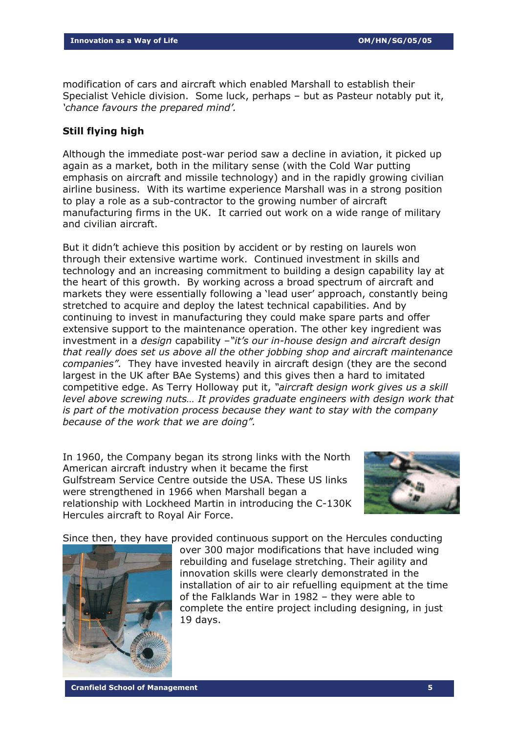modification of cars and aircraft which enabled Marshall to establish their Specialist Vehicle division. Some luck, perhaps – but as Pasteur notably put it, *'chance favours the prepared mind'.*

### Still flying high

Although the immediate post-war period saw a decline in aviation, it picked up again as a market, both in the military sense (with the Cold War putting emphasis on aircraft and missile technology) and in the rapidly growing civilian airline business. With its wartime experience Marshall was in a strong position to play a role as a sub-contractor to the growing number of aircraft manufacturing firms in the UK. It carried out work on a wide range of military and civilian aircraft.

But it didn't achieve this position by accident or by resting on laurels won through their extensive wartime work. Continued investment in skills and technology and an increasing commitment to building a design capability lay at the heart of this growth. By working across a broad spectrum of aircraft and markets they were essentially following a 'lead user' approach, constantly being stretched to acquire and deploy the latest technical capabilities. And by continuing to invest in manufacturing they could make spare parts and offer extensive support to the maintenance operation. The other key ingredient was investment in a *design* capability –*"it's our in-house design and aircraft design that really does set us above all the other jobbing shop and aircraft maintenance companies".* They have invested heavily in aircraft design (they are the second largest in the UK after BAe Systems) and this gives then a hard to imitated competitive edge. As Terry Holloway put it, *"aircraft design work gives us a skill level above screwing nuts… It provides graduate engineers with design work that is part of the motivation process because they want to stay with the company because of the work that we are doing".*

In 1960, the Company began its strong links with the North American aircraft industry when it became the first Gulfstream Service Centre outside the USA. These US links were strengthened in 1966 when Marshall began a relationship with Lockheed Martin in introducing the C-130K Hercules aircraft to Royal Air Force.

Since then, they have provided continuous support on the Hercules conducting over 300 major modifications that have included wing rebuilding and fuselage stretching. Their agility and innovation skills were clearly demonstrated in the installation of air to air refuelling equipment at the time of the Falklands War in 1982 – they were able to complete the entire project including designing, in just 19 days.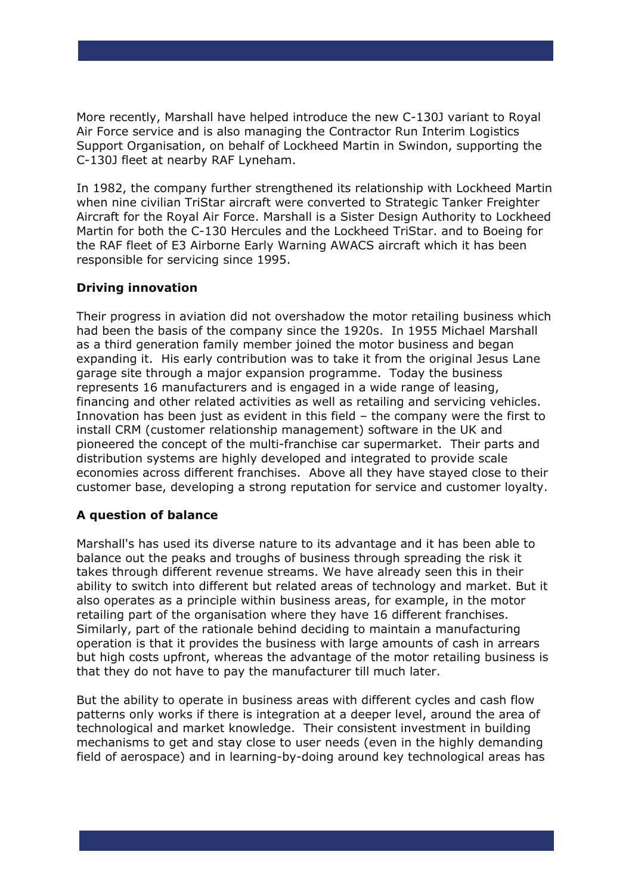More recently, Marshall have helped introduce the new C-130J variant to Royal Air Force service and is also managing the Contractor Run Interim Logistics Support Organisation, on behalf of Lockheed Martin in Swindon, supporting the C-130J fleet at nearby RAF Lyneham.

In 1982, the company further strengthened its relationship with Lockheed Martin when nine civilian TriStar aircraft were converted to Strategic Tanker Freighter Aircraft for the Royal Air Force. Marshall is a Sister Design Authority to Lockheed Martin for both the C-130 Hercules and the Lockheed TriStar. and to Boeing for the RAF fleet of E3 Airborne Early Warning AWACS aircraft which it has been responsible for servicing since 1995.

**Driving innovation**

Their progress in aviation did not overshadow the motor retailing business which had been the basis of the company since the 1920s. In 1955 Michael Marshall as a third generation family member joined the motor business and began expanding it. His early contribution was to take it from the original Jesus Lane garage site through a major expansion programme. Today the business represents 16 manufacturers and is engaged in a wide range of leasing, financing and other related activities as well as retailing and servicing vehicles. Innovation has been just as evident in this field – the company were the first to install CRM (customer relationship management) software in the UK and pioneered the concept of the multi-franchise car supermarket. Their parts and distribution systems are highly developed and integrated to provide scale economies across different franchises. Above all they have stayed close to their customer base, developing a strong reputation for service and customer loyalty.

**A question of balance**

Marshall's has used its diverse nature to its advantage and it has been able to balance out the peaks and troughs of business through spreading the risk it takes through different revenue streams. We have already seen this in their ability to switch into different but related areas of technology and market. But it also operates as a principle within business areas, for example, in the motor retailing part of the organisation where they have 16 different franchises. Similarly, part of the rationale behind deciding to maintain a manufacturing operation is that it provides the business with large amounts of cash in arrears but high costs upfront, whereas the advantage of the motor retailing business is that they do not have to pay the manufacturer till much later.

But the ability to operate in business areas with different cycles and cash flow patterns only works if there is integration at a deeper level, around the area of technological and market knowledge. Their consistent investment in building mechanisms to get and stay close to user needs (even in the highly demanding field of aerospace) and in learning-by-doing around key technological areas has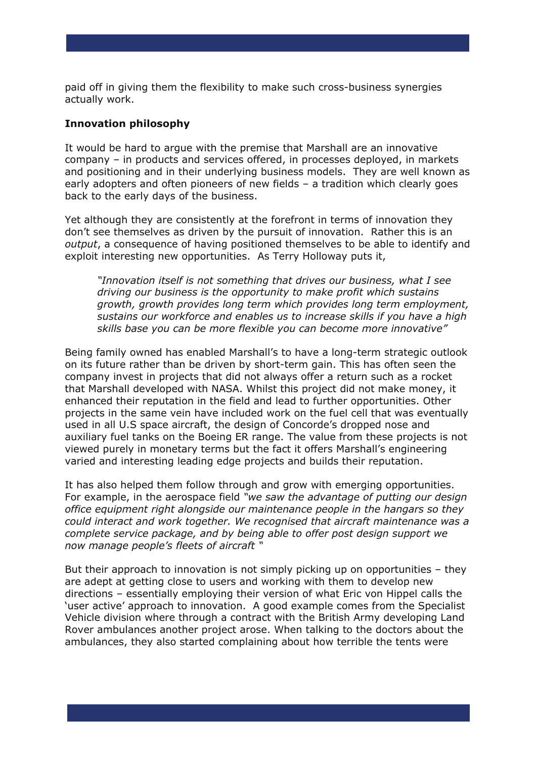paid off in giving them the flexibility to make such cross-business synergies actually work.

**Innovation philosophy**

It would be hard to argue with the premise that Marshall are an innovative company – in products and services offered, in processes deployed, in markets and positioning and in their underlying business models. They are well known as early adopters and often pioneers of new fields – a tradition which clearly goes back to the early days of the business.

Yet although they are consistently at the forefront in terms of innovation they don't see themselves as driven by the pursuit of innovation. Rather this is an *output*, a consequence of having positioned themselves to be able to identify and exploit interesting new opportunities. As Terry Holloway puts it,

> *"Innovation itself is not something that drives our business, what I see driving our business is the opportunity to make profit which sustains growth, growth provides long term which provides long term employment, sustains our workforce and enables us to increase skills if you have a high skills base you can be more flexible you can become more innovative"*

Being family owned has enabled Marshall's to have a long-term strategic outlook on its future rather than be driven by short-term gain. This has often seen the company invest in projects that did not always offer a return such as a rocket that Marshall developed with NASA. Whilst this project did not make money, it enhanced their reputation in the field and lead to further opportunities. Other projects in the same vein have included work on the fuel cell that was eventually used in all U.S space aircraft, the design of Concorde's dropped nose and auxiliary fuel tanks on the Boeing ER range. The value from these projects is not viewed purely in monetary terms but the fact it offers Marshall's engineering varied and interesting leading edge projects and builds their reputation.

It has also helped them follow through and grow with emerging opportunities. For example, in the aerospace field *"we saw the advantage of putting our design office equipment right alongside our maintenance people in the hangars so they could interact and work together. We recognised that aircraft maintenance was a complete service package, and by being able to offer post design support we now manage people's fleets of aircraft "*

But their approach to innovation is not simply picking up on opportunities – they are adept at getting close to users and working with them to develop new directions – essentially employing their version of what Eric von Hippel calls the 'user active' approach to innovation. A good example comes from the Specialist Vehicle division where through a contract with the British Army developing Land Rover ambulances another project arose. When talking to the doctors about the ambulances, they also started complaining about how terrible the tents were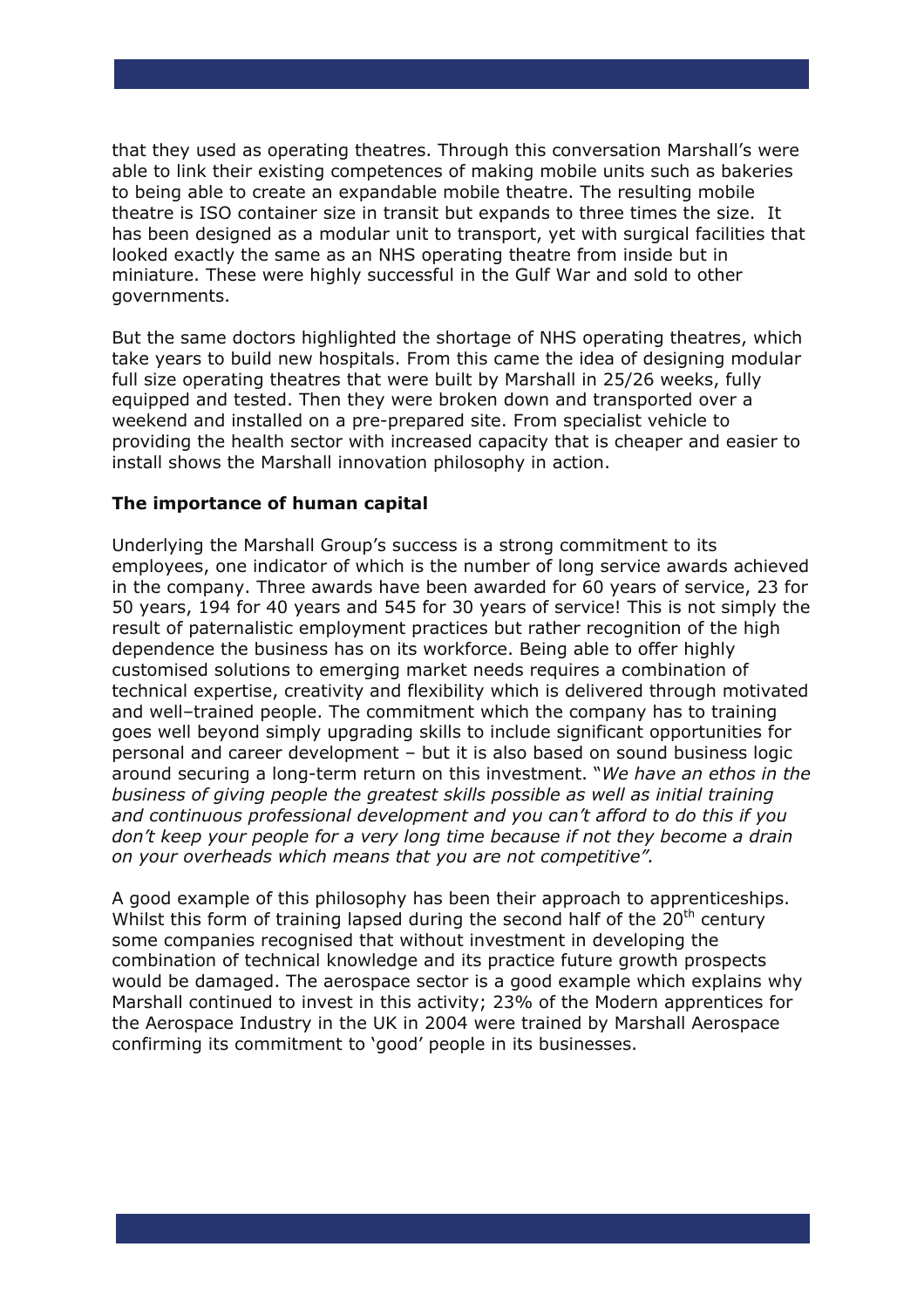that they used as operating theatres. Through this conversation Marshall's were able to link their existing competences of making mobile units such as bakeries to being able to create an expandable mobile theatre. The resulting mobile theatre is ISO container size in transit but expands to three times the size. It has been designed as a modular unit to transport, yet with surgical facilities that looked exactly the same as an NHS operating theatre from inside but in miniature. These were highly successful in the Gulf War and sold to other governments.

But the same doctors highlighted the shortage of NHS operating theatres, which take years to build new hospitals. From this came the idea of designing modular full size operating theatres that were built by Marshall in 25/26 weeks, fully equipped and tested. Then they were broken down and transported over a weekend and installed on a pre-prepared site. From specialist vehicle to providing the health sector with increased capacity that is cheaper and easier to install shows the Marshall innovation philosophy in action.

**The importance of human capital**

Underlying the Marshall Group's success is a strong commitment to its employees, one indicator of which is the number of long service awards achieved in the company. Three awards have been awarded for 60 years of service, 23 for 50 years, 194 for 40 years and 545 for 30 years of service! This is not simply the result of paternalistic employment practices but rather recognition of the high dependence the business has on its workforce. Being able to offer highly customised solutions to emerging market needs requires a combination of technical expertise, creativity and flexibility which is delivered through motivated and well–trained people. The commitment which the company has to training goes well beyond simply upgrading skills to include significant opportunities for personal and career development – but it is also based on sound business logic around securing a long-term return on this investment. "*We have an ethos in the business of giving people the greatest skills possible as well as initial training and continuous professional development and you can't afford to do this if you don't keep your people for a very long time because if not they become a drain on your overheads which means that you are not competitive".*

A good example of this philosophy has been their approach to apprenticeships. Whilst this form of training lapsed during the second half of the 20th century some companies recognised that without investment in developing the combination of technical knowledge and its practice future growth prospects would be damaged. The aerospace sector is a good example which explains why Marshall continued to invest in this activity; 23% of the Modern apprentices for the Aerospace Industry in the UK in 2004 were trained by Marshall Aerospace confirming its commitment to 'good' people in its businesses.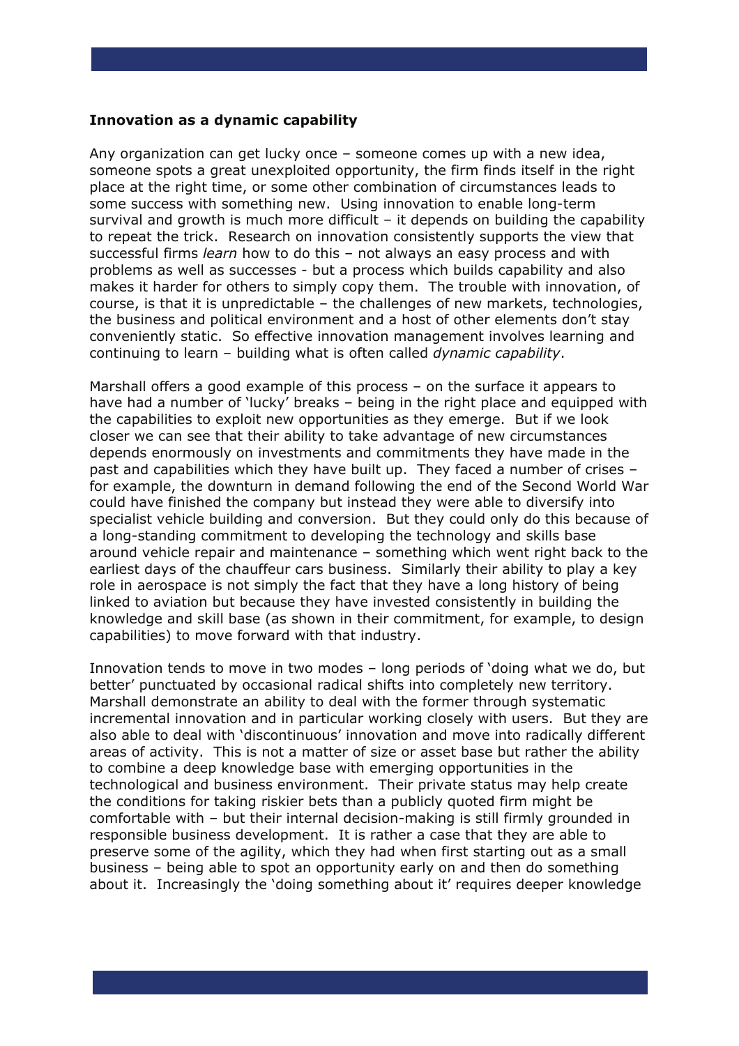**Innovation as a dynamic capability**

Any organization can get lucky once – someone comes up with a new idea, someone spots a great unexploited opportunity, the firm finds itself in the right place at the right time, or some other combination of circumstances leads to some success with something new. Using innovation to enable long-term survival and growth is much more difficult – it depends on building the capability to repeat the trick. Research on innovation consistently supports the view that successful firms *learn* how to do this – not always an easy process and with problems as well as successes - but a process which builds capability and also makes it harder for others to simply copy them. The trouble with innovation, of course, is that it is unpredictable – the challenges of new markets, technologies, the business and political environment and a host of other elements don't stay conveniently static. So effective innovation management involves learning and continuing to learn – building what is often called *dynamic capability*.

Marshall offers a good example of this process – on the surface it appears to have had a number of 'lucky' breaks – being in the right place and equipped with the capabilities to exploit new opportunities as they emerge. But if we look closer we can see that their ability to take advantage of new circumstances depends enormously on investments and commitments they have made in the past and capabilities which they have built up. They faced a number of crises – for example, the downturn in demand following the end of the Second World War could have finished the company but instead they were able to diversify into specialist vehicle building and conversion. But they could only do this because of a long-standing commitment to developing the technology and skills base around vehicle repair and maintenance – something which went right back to the earliest days of the chauffeur cars business. Similarly their ability to play a key role in aerospace is not simply the fact that they have a long history of being linked to aviation but because they have invested consistently in building the knowledge and skill base (as shown in their commitment, for example, to design capabilities) to move forward with that industry.

Innovation tends to move in two modes – long periods of 'doing what we do, but better' punctuated by occasional radical shifts into completely new territory. Marshall demonstrate an ability to deal with the former through systematic incremental innovation and in particular working closely with users. But they are also able to deal with 'discontinuous' innovation and move into radically different areas of activity. This is not a matter of size or asset base but rather the ability to combine a deep knowledge base with emerging opportunities in the technological and business environment. Their private status may help create the conditions for taking riskier bets than a publicly quoted firm might be comfortable with – but their internal decision-making is still firmly grounded in responsible business development. It is rather a case that they are able to preserve some of the agility, which they had when first starting out as a small business – being able to spot an opportunity early on and then do something about it. Increasingly the 'doing something about it' requires deeper knowledge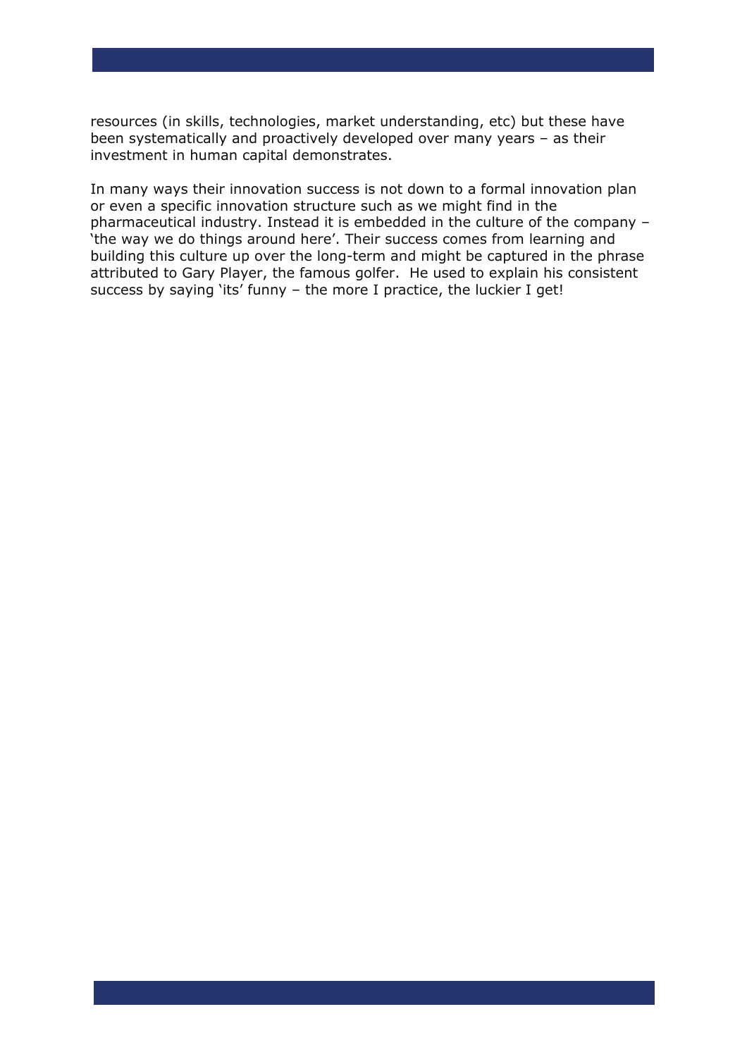resources (in skills, technologies, market understanding, etc) but these have been systematically and proactively developed over many years – as their investment in human capital demonstrates.

In many ways their innovation success is not down to a formal innovation plan or even a specific innovation structure such as we might find in the pharmaceutical industry. Instead it is embedded in the culture of the company – 'the way we do things around here'. Their success comes from learning and building this culture up over the long-term and might be captured in the phrase attributed to Gary Player, the famous golfer. He used to explain his consistent success by saying 'its' funny – the more I practice, the luckier I get!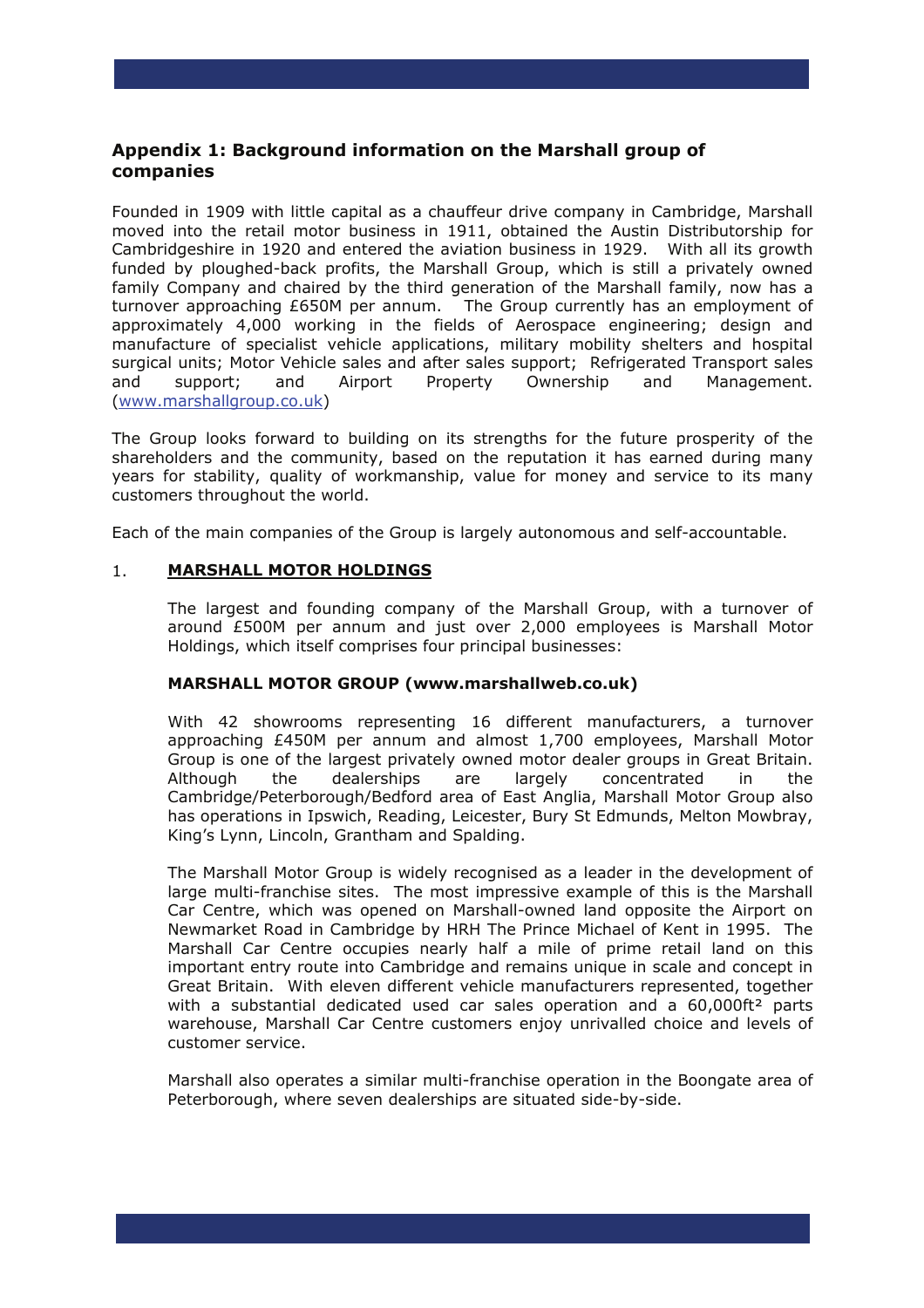## Appendix 1: Background information on the Marshall group of companies

Founded in 1909 with little capital as a chauffeur drive company in Cambridge, Marshall moved into the retail motor business in 1911, obtained the Austin Distributorship for Cambridgeshire in 1920 and entered the aviation business in 1929. With all its growth funded by ploughed-back profits, the Marshall Group, which is still a privately owned family Company and chaired by the third generation of the Marshall family, now has a turnover approaching £650M per annum. The Group currently has an employment of approximately 4,000 working in the fields of Aerospace engineering; design and manufacture of specialist vehicle applications, military mobility shelters and hospital surgical units; Motor Vehicle sales and after sales support; Refrigerated Transport sales and support; and Airport Property Ownership and Management. (www.marshallgroup.co.uk)

The Group looks forward to building on its strengths for the future prosperity of the shareholders and the community, based on the reputation it has earned during many years for stability, quality of workmanship, value for money and service to its many customers throughout the world.

Each of the main companies of the Group is largely autonomous and self-accountable.

1. **MARSHALL MOTOR HOLDINGS**

   The largest and founding company of the Marshall Group, with a turnover of around £500M per annum and just over 2,000 employees is Marshall Motor Holdings, which itself comprises four principal businesses:

   **MARSHALL MOTOR GROUP (www.marshallweb.co.uk)**

   With 42 showrooms representing 16 different manufacturers, a turnover approaching £450M per annum and almost 1,700 employees, Marshall Motor Group is one of the largest privately owned motor dealer groups in Great Britain. Although the dealerships are largely concentrated in the Cambridge/Peterborough/Bedford area of East Anglia, Marshall Motor Group also has operations in Ipswich, Reading, Leicester, Bury St Edmunds, Melton Mowbray, King's Lynn, Lincoln, Grantham and Spalding.

   The Marshall Motor Group is widely recognised as a leader in the development of large multi-franchise sites. The most impressive example of this is the Marshall Car Centre, which was opened on Marshall-owned land opposite the Airport on Newmarket Road in Cambridge by HRH The Prince Michael of Kent in 1995. The Marshall Car Centre occupies nearly half a mile of prime retail land on this important entry route into Cambridge and remains unique in scale and concept in Great Britain. With eleven different vehicle manufacturers represented, together with a substantial dedicated used car sales operation and a 60,000ft² parts warehouse, Marshall Car Centre customers enjoy unrivalled choice and levels of customer service.

   Marshall also operates a similar multi-franchise operation in the Boongate area of Peterborough, where seven dealerships are situated side-by-side.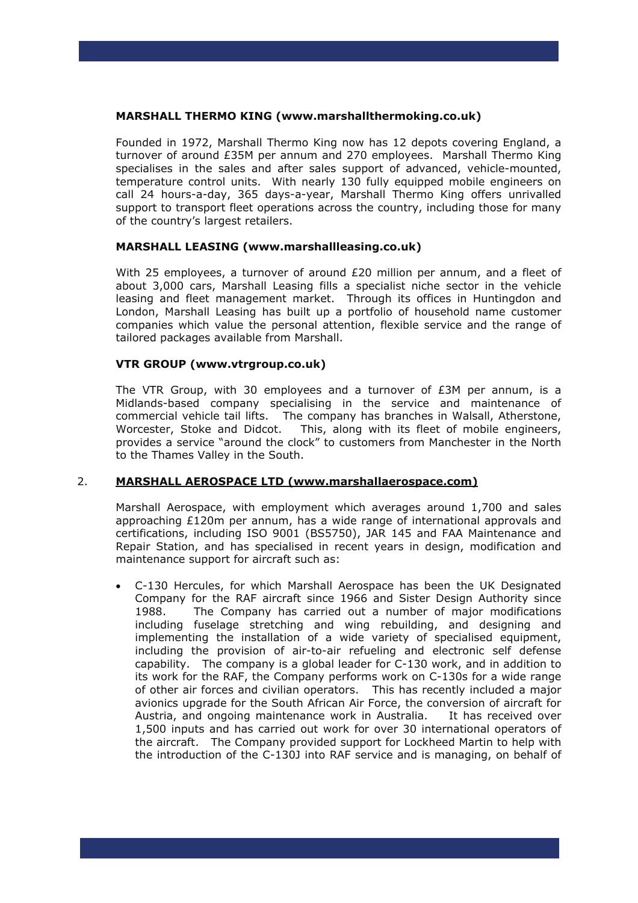### MARSHALL THERMO KING (www.marshallthermoking.co.uk)

Founded in 1972, Marshall Thermo King now has 12 depots covering England, a turnover of around £35M per annum and 270 employees. Marshall Thermo King specialises in the sales and after sales support of advanced, vehicle-mounted, temperature control units. With nearly 130 fully equipped mobile engineers on call 24 hours-a-day, 365 days-a-year, Marshall Thermo King offers unrivalled support to transport fleet operations across the country, including those for many of the country's largest retailers.

### MARSHALL LEASING (www.marshallleasing.co.uk)

With 25 employees, a turnover of around £20 million per annum, and a fleet of about 3,000 cars, Marshall Leasing fills a specialist niche sector in the vehicle leasing and fleet management market. Through its offices in Huntingdon and London, Marshall Leasing has built up a portfolio of household name customer companies which value the personal attention, flexible service and the range of tailored packages available from Marshall.

### VTR GROUP (www.vtrgroup.co.uk)

The VTR Group, with 30 employees and a turnover of £3M per annum, is a Midlands-based company specialising in the service and maintenance of commercial vehicle tail lifts. The company has branches in Walsall, Atherstone, Worcester, Stoke and Didcot. This, along with its fleet of mobile engineers, provides a service "around the clock" to customers from Manchester in the North to the Thames Valley in the South.

## 2. MARSHALL AEROSPACE LTD (www.marshallaerospace.com)

Marshall Aerospace, with employment which averages around 1,700 and sales approaching £120m per annum, has a wide range of international approvals and certifications, including ISO 9001 (BS5750), JAR 145 and FAA Maintenance and Repair Station, and has specialised in recent years in design, modification and maintenance support for aircraft such as:

- C-130 Hercules, for which Marshall Aerospace has been the UK Designated Company for the RAF aircraft since 1966 and Sister Design Authority since 1988. The Company has carried out a number of major modifications including fuselage stretching and wing rebuilding, and designing and implementing the installation of a wide variety of specialised equipment, including the provision of air-to-air refueling and electronic self defense capability. The company is a global leader for C-130 work, and in addition to its work for the RAF, the Company performs work on C-130s for a wide range of other air forces and civilian operators. This has recently included a major avionics upgrade for the South African Air Force, the conversion of aircraft for Austria, and ongoing maintenance work in Australia. It has received over 1,500 inputs and has carried out work for over 30 international operators of the aircraft. The Company provided support for Lockheed Martin to help with the introduction of the C-130J into RAF service and is managing, on behalf of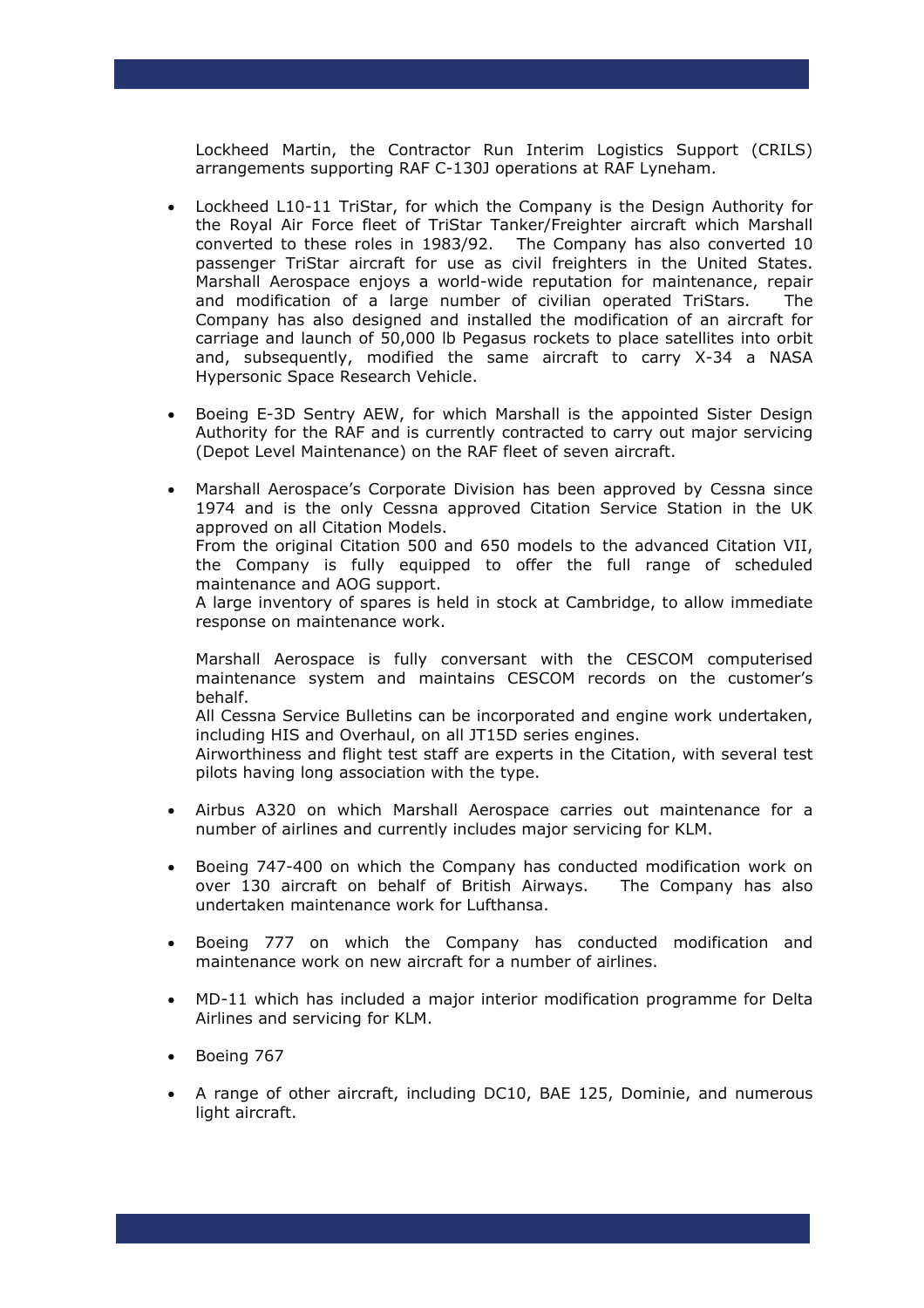Lockheed Martin, the Contractor Run Interim Logistics Support (CRILS) arrangements supporting RAF C-130J operations at RAF Lyneham.

- Lockheed L10-11 TriStar, for which the Company is the Design Authority for the Royal Air Force fleet of TriStar Tanker/Freighter aircraft which Marshall converted to these roles in 1983/92. The Company has also converted 10 passenger TriStar aircraft for use as civil freighters in the United States. Marshall Aerospace enjoys a world-wide reputation for maintenance, repair and modification of a large number of civilian operated TriStars. The Company has also designed and installed the modification of an aircraft for carriage and launch of 50,000 lb Pegasus rockets to place satellites into orbit and, subsequently, modified the same aircraft to carry X-34 a NASA Hypersonic Space Research Vehicle.

- Boeing E-3D Sentry AEW, for which Marshall is the appointed Sister Design Authority for the RAF and is currently contracted to carry out major servicing (Depot Level Maintenance) on the RAF fleet of seven aircraft.

- Marshall Aerospace's Corporate Division has been approved by Cessna since 1974 and is the only Cessna approved Citation Service Station in the UK approved on all Citation Models.
  From the original Citation 500 and 650 models to the advanced Citation VII, the Company is fully equipped to offer the full range of scheduled maintenance and AOG support.
  A large inventory of spares is held in stock at Cambridge, to allow immediate response on maintenance work.

  Marshall Aerospace is fully conversant with the CESCOM computerised maintenance system and maintains CESCOM records on the customer's behalf.
  All Cessna Service Bulletins can be incorporated and engine work undertaken, including HIS and Overhaul, on all JT15D series engines.
  Airworthiness and flight test staff are experts in the Citation, with several test pilots having long association with the type.

- Airbus A320 on which Marshall Aerospace carries out maintenance for a number of airlines and currently includes major servicing for KLM.

- Boeing 747-400 on which the Company has conducted modification work on over 130 aircraft on behalf of British Airways. The Company has also undertaken maintenance work for Lufthansa.

- Boeing 777 on which the Company has conducted modification and maintenance work on new aircraft for a number of airlines.

- MD-11 which has included a major interior modification programme for Delta Airlines and servicing for KLM.

- Boeing 767

- A range of other aircraft, including DC10, BAE 125, Dominie, and numerous light aircraft.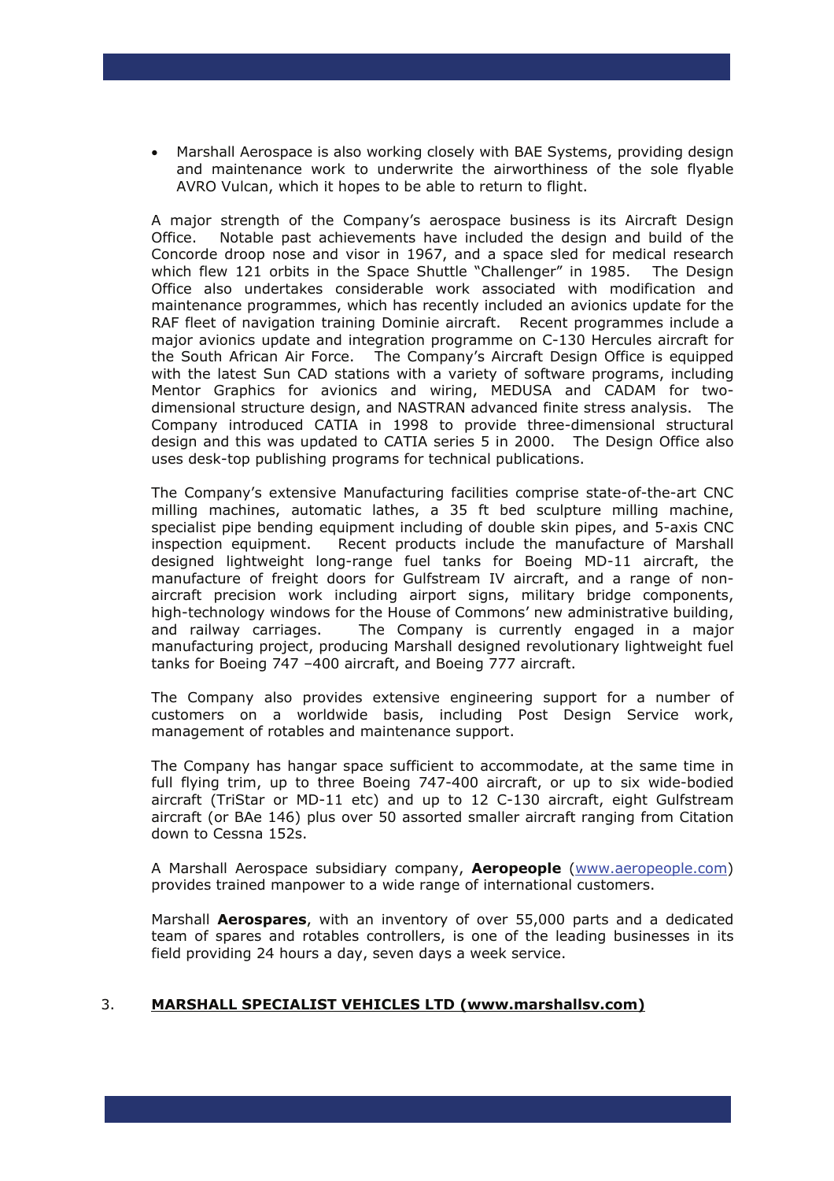- Marshall Aerospace is also working closely with BAE Systems, providing design and maintenance work to underwrite the airworthiness of the sole flyable AVRO Vulcan, which it hopes to be able to return to flight.

A major strength of the Company's aerospace business is its Aircraft Design Office. Notable past achievements have included the design and build of the Concorde droop nose and visor in 1967, and a space sled for medical research which flew 121 orbits in the Space Shuttle "Challenger" in 1985. The Design Office also undertakes considerable work associated with modification and maintenance programmes, which has recently included an avionics update for the RAF fleet of navigation training Dominie aircraft. Recent programmes include a major avionics update and integration programme on C-130 Hercules aircraft for the South African Air Force. The Company's Aircraft Design Office is equipped with the latest Sun CAD stations with a variety of software programs, including Mentor Graphics for avionics and wiring, MEDUSA and CADAM for two-dimensional structure design, and NASTRAN advanced finite stress analysis. The Company introduced CATIA in 1998 to provide three-dimensional structural design and this was updated to CATIA series 5 in 2000. The Design Office also uses desk-top publishing programs for technical publications.

The Company's extensive Manufacturing facilities comprise state-of-the-art CNC milling machines, automatic lathes, a 35 ft bed sculpture milling machine, specialist pipe bending equipment including of double skin pipes, and 5-axis CNC inspection equipment. Recent products include the manufacture of Marshall designed lightweight long-range fuel tanks for Boeing MD-11 aircraft, the manufacture of freight doors for Gulfstream IV aircraft, and a range of non-aircraft precision work including airport signs, military bridge components, high-technology windows for the House of Commons' new administrative building, and railway carriages. The Company is currently engaged in a major manufacturing project, producing Marshall designed revolutionary lightweight fuel tanks for Boeing 747 –400 aircraft, and Boeing 777 aircraft.

The Company also provides extensive engineering support for a number of customers on a worldwide basis, including Post Design Service work, management of rotables and maintenance support.

The Company has hangar space sufficient to accommodate, at the same time in full flying trim, up to three Boeing 747-400 aircraft, or up to six wide-bodied aircraft (TriStar or MD-11 etc) and up to 12 C-130 aircraft, eight Gulfstream aircraft (or BAe 146) plus over 50 assorted smaller aircraft ranging from Citation down to Cessna 152s.

A Marshall Aerospace subsidiary company, **Aeropeople** (www.aeropeople.com) provides trained manpower to a wide range of international customers.

Marshall **Aerospares**, with an inventory of over 55,000 parts and a dedicated team of spares and rotables controllers, is one of the leading businesses in its field providing 24 hours a day, seven days a week service.

## 3. MARSHALL SPECIALIST VEHICLES LTD (www.marshallsv.com)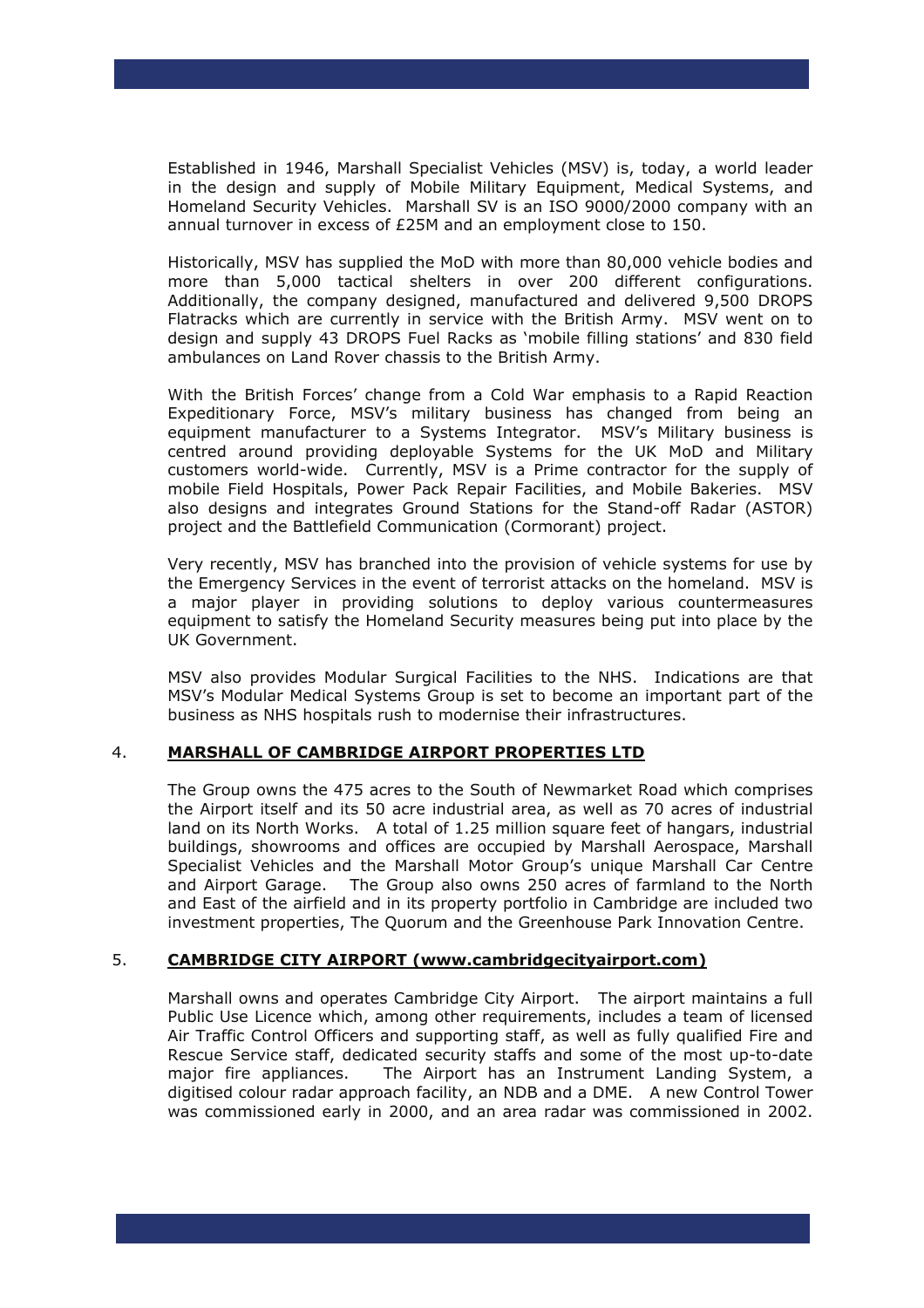Established in 1946, Marshall Specialist Vehicles (MSV) is, today, a world leader in the design and supply of Mobile Military Equipment, Medical Systems, and Homeland Security Vehicles. Marshall SV is an ISO 9000/2000 company with an annual turnover in excess of £25M and an employment close to 150.

Historically, MSV has supplied the MoD with more than 80,000 vehicle bodies and more than 5,000 tactical shelters in over 200 different configurations. Additionally, the company designed, manufactured and delivered 9,500 DROPS Flatracks which are currently in service with the British Army. MSV went on to design and supply 43 DROPS Fuel Racks as 'mobile filling stations' and 830 field ambulances on Land Rover chassis to the British Army.

With the British Forces' change from a Cold War emphasis to a Rapid Reaction Expeditionary Force, MSV's military business has changed from being an equipment manufacturer to a Systems Integrator. MSV's Military business is centred around providing deployable Systems for the UK MoD and Military customers world-wide. Currently, MSV is a Prime contractor for the supply of mobile Field Hospitals, Power Pack Repair Facilities, and Mobile Bakeries. MSV also designs and integrates Ground Stations for the Stand-off Radar (ASTOR) project and the Battlefield Communication (Cormorant) project.

Very recently, MSV has branched into the provision of vehicle systems for use by the Emergency Services in the event of terrorist attacks on the homeland. MSV is a major player in providing solutions to deploy various countermeasures equipment to satisfy the Homeland Security measures being put into place by the UK Government.

MSV also provides Modular Surgical Facilities to the NHS. Indications are that MSV's Modular Medical Systems Group is set to become an important part of the business as NHS hospitals rush to modernise their infrastructures.

## 4. **<u>MARSHALL OF CAMBRIDGE AIRPORT PROPERTIES LTD</u>**

The Group owns the 475 acres to the South of Newmarket Road which comprises the Airport itself and its 50 acre industrial area, as well as 70 acres of industrial land on its North Works. A total of 1.25 million square feet of hangars, industrial buildings, showrooms and offices are occupied by Marshall Aerospace, Marshall Specialist Vehicles and the Marshall Motor Group's unique Marshall Car Centre and Airport Garage. The Group also owns 250 acres of farmland to the North and East of the airfield and in its property portfolio in Cambridge are included two investment properties, The Quorum and the Greenhouse Park Innovation Centre.

## 5. **<u>CAMBRIDGE CITY AIRPORT (www.cambridgecityairport.com)</u>**

Marshall owns and operates Cambridge City Airport. The airport maintains a full Public Use Licence which, among other requirements, includes a team of licensed Air Traffic Control Officers and supporting staff, as well as fully qualified Fire and Rescue Service staff, dedicated security staffs and some of the most up-to-date major fire appliances. The Airport has an Instrument Landing System, a digitised colour radar approach facility, an NDB and a DME. A new Control Tower was commissioned early in 2000, and an area radar was commissioned in 2002.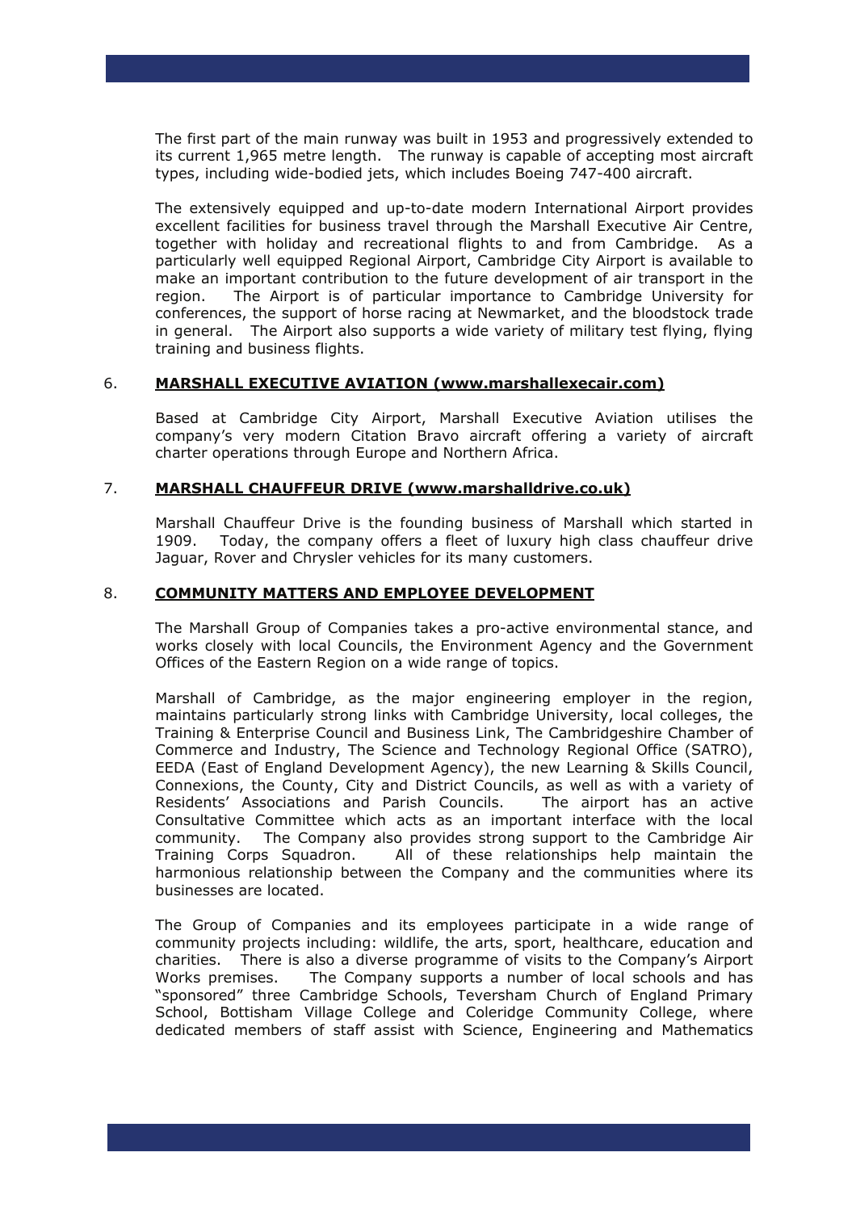The first part of the main runway was built in 1953 and progressively extended to its current 1,965 metre length. The runway is capable of accepting most aircraft types, including wide-bodied jets, which includes Boeing 747-400 aircraft.

The extensively equipped and up-to-date modern International Airport provides excellent facilities for business travel through the Marshall Executive Air Centre, together with holiday and recreational flights to and from Cambridge. As a particularly well equipped Regional Airport, Cambridge City Airport is available to make an important contribution to the future development of air transport in the region. The Airport is of particular importance to Cambridge University for conferences, the support of horse racing at Newmarket, and the bloodstock trade in general. The Airport also supports a wide variety of military test flying, flying training and business flights.

## 6. MARSHALL EXECUTIVE AVIATION (www.marshallexecair.com)

Based at Cambridge City Airport, Marshall Executive Aviation utilises the company's very modern Citation Bravo aircraft offering a variety of aircraft charter operations through Europe and Northern Africa.

## 7. MARSHALL CHAUFFEUR DRIVE (www.marshalldrive.co.uk)

Marshall Chauffeur Drive is the founding business of Marshall which started in 1909. Today, the company offers a fleet of luxury high class chauffeur drive Jaguar, Rover and Chrysler vehicles for its many customers.

## 8. COMMUNITY MATTERS AND EMPLOYEE DEVELOPMENT

The Marshall Group of Companies takes a pro-active environmental stance, and works closely with local Councils, the Environment Agency and the Government Offices of the Eastern Region on a wide range of topics.

Marshall of Cambridge, as the major engineering employer in the region, maintains particularly strong links with Cambridge University, local colleges, the Training & Enterprise Council and Business Link, The Cambridgeshire Chamber of Commerce and Industry, The Science and Technology Regional Office (SATRO), EEDA (East of England Development Agency), the new Learning & Skills Council, Connexions, the County, City and District Councils, as well as with a variety of Residents' Associations and Parish Councils. The airport has an active Consultative Committee which acts as an important interface with the local community. The Company also provides strong support to the Cambridge Air Training Corps Squadron. All of these relationships help maintain the harmonious relationship between the Company and the communities where its businesses are located.

The Group of Companies and its employees participate in a wide range of community projects including: wildlife, the arts, sport, healthcare, education and charities. There is also a diverse programme of visits to the Company's Airport Works premises. The Company supports a number of local schools and has "sponsored" three Cambridge Schools, Teversham Church of England Primary School, Bottisham Village College and Coleridge Community College, where dedicated members of staff assist with Science, Engineering and Mathematics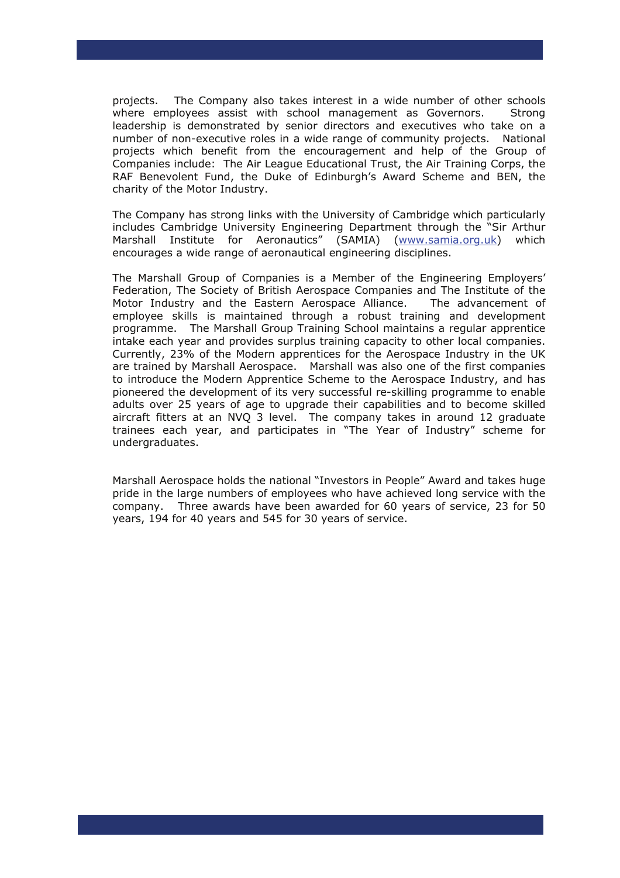projects. The Company also takes interest in a wide number of other schools where employees assist with school management as Governors. Strong leadership is demonstrated by senior directors and executives who take on a number of non-executive roles in a wide range of community projects. National projects which benefit from the encouragement and help of the Group of Companies include: The Air League Educational Trust, the Air Training Corps, the RAF Benevolent Fund, the Duke of Edinburgh's Award Scheme and BEN, the charity of the Motor Industry.

The Company has strong links with the University of Cambridge which particularly includes Cambridge University Engineering Department through the "Sir Arthur Marshall Institute for Aeronautics" (SAMIA) (www.samia.org.uk) which encourages a wide range of aeronautical engineering disciplines.

The Marshall Group of Companies is a Member of the Engineering Employers' Federation, The Society of British Aerospace Companies and The Institute of the Motor Industry and the Eastern Aerospace Alliance. The advancement of employee skills is maintained through a robust training and development programme. The Marshall Group Training School maintains a regular apprentice intake each year and provides surplus training capacity to other local companies. Currently, 23% of the Modern apprentices for the Aerospace Industry in the UK are trained by Marshall Aerospace. Marshall was also one of the first companies to introduce the Modern Apprentice Scheme to the Aerospace Industry, and has pioneered the development of its very successful re-skilling programme to enable adults over 25 years of age to upgrade their capabilities and to become skilled aircraft fitters at an NVQ 3 level. The company takes in around 12 graduate trainees each year, and participates in "The Year of Industry" scheme for undergraduates.

Marshall Aerospace holds the national "Investors in People" Award and takes huge pride in the large numbers of employees who have achieved long service with the company. Three awards have been awarded for 60 years of service, 23 for 50 years, 194 for 40 years and 545 for 30 years of service.